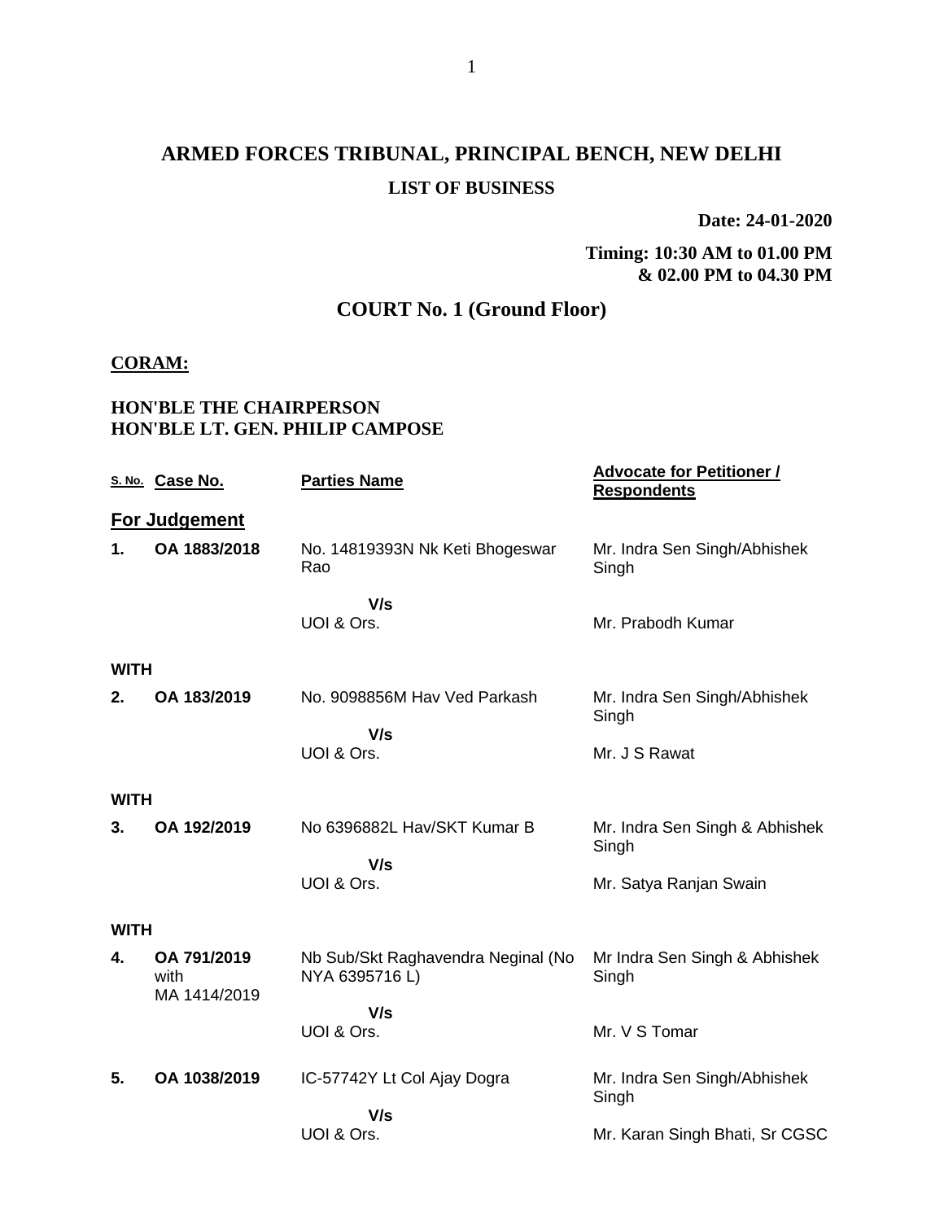# ARMED FORCES TRIBUNAL, PRINCIPAL BENCH, NEW DELHI

## LIST OF BUSINESS

**Date: 24-01-2020**

**Timing: 10:30 AM to 01.00 PM & 02.00 PM to 04.30 PM**

## COURT No. 1 (Ground Floor)

**CORAM:**

**HON'BLE THE CHAIRPERSON**
**HON'BLE LT. GEN. PHILIP CAMPOSE**

| S. No. | Case No. | Parties Name | Advocate for Petitioner / Respondents |
|---|---|---|---|
| **For Judgement** | | | |
| **1.** | **OA 1883/2018** | No. 14819393N Nk Keti Bhogeswar Rao | Mr. Indra Sen Singh/Abhishek Singh |
| | | **V/s** UOI & Ors. | Mr. Prabodh Kumar |
| **WITH** | | | |
| **2.** | **OA 183/2019** | No. 9098856M Hav Ved Parkash | Mr. Indra Sen Singh/Abhishek Singh |
| | | **V/s** UOI & Ors. | Mr. J S Rawat |
| **WITH** | | | |
| **3.** | **OA 192/2019** | No 6396882L Hav/SKT Kumar B | Mr. Indra Sen Singh & Abhishek Singh |
| | | **V/s** UOI & Ors. | Mr. Satya Ranjan Swain |
| **WITH** | | | |
| **4.** | **OA 791/2019** with MA 1414/2019 | Nb Sub/Skt Raghavendra Neginal (No NYA 6395716 L) | Mr Indra Sen Singh & Abhishek Singh |
| | | **V/s** UOI & Ors. | Mr. V S Tomar |
| **5.** | **OA 1038/2019** | IC-57742Y Lt Col Ajay Dogra | Mr. Indra Sen Singh/Abhishek Singh |
| | | **V/s** UOI & Ors. | Mr. Karan Singh Bhati, Sr CGSC |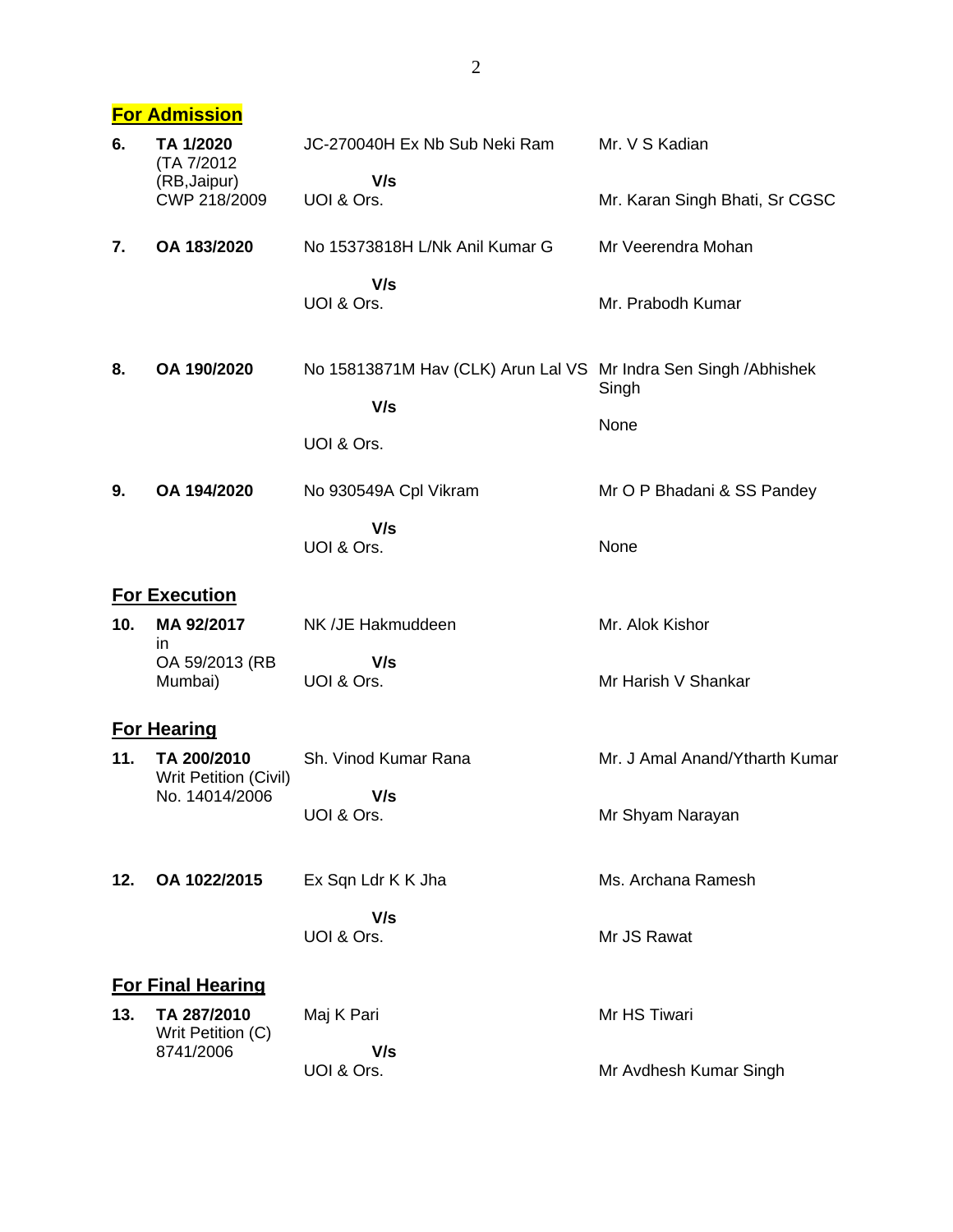## For Admission

| | | | |
|---|---|---|---|
| **6.** | **TA 1/2020** (TA 7/2012 (RB,Jaipur) CWP 218/2009 | JC-270040H Ex Nb Sub Neki Ram **V/s** UOI & Ors. | Mr. V S Kadian<br>Mr. Karan Singh Bhati, Sr CGSC |
| **7.** | **OA 183/2020** | No 15373818H L/Nk Anil Kumar G **V/s** UOI & Ors. | Mr Veerendra Mohan<br>Mr. Prabodh Kumar |
| **8.** | **OA 190/2020** | No 15813871M Hav (CLK) Arun Lal VS **V/s** UOI & Ors. | Mr Indra Sen Singh /Abhishek Singh<br>None |
| **9.** | **OA 194/2020** | No 930549A Cpl Vikram **V/s** UOI & Ors. | Mr O P Bhadani & SS Pandey<br>None |

## For Execution

| | | | |
|---|---|---|---|
| **10.** | **MA 92/2017** in OA 59/2013 (RB Mumbai) | NK /JE Hakmuddeen **V/s** UOI & Ors. | Mr. Alok Kishor<br>Mr Harish V Shankar |

## For Hearing

| | | | |
|---|---|---|---|
| **11.** | **TA 200/2010** Writ Petition (Civil) No. 14014/2006 | Sh. Vinod Kumar Rana **V/s** UOI & Ors. | Mr. J Amal Anand/Ytharth Kumar<br>Mr Shyam Narayan |
| **12.** | **OA 1022/2015** | Ex Sqn Ldr K K Jha **V/s** UOI & Ors. | Ms. Archana Ramesh<br>Mr JS Rawat |

## For Final Hearing

| | | | |
|---|---|---|---|
| **13.** | **TA 287/2010** Writ Petition (C) 8741/2006 | Maj K Pari **V/s** UOI & Ors. | Mr HS Tiwari<br>Mr Avdhesh Kumar Singh |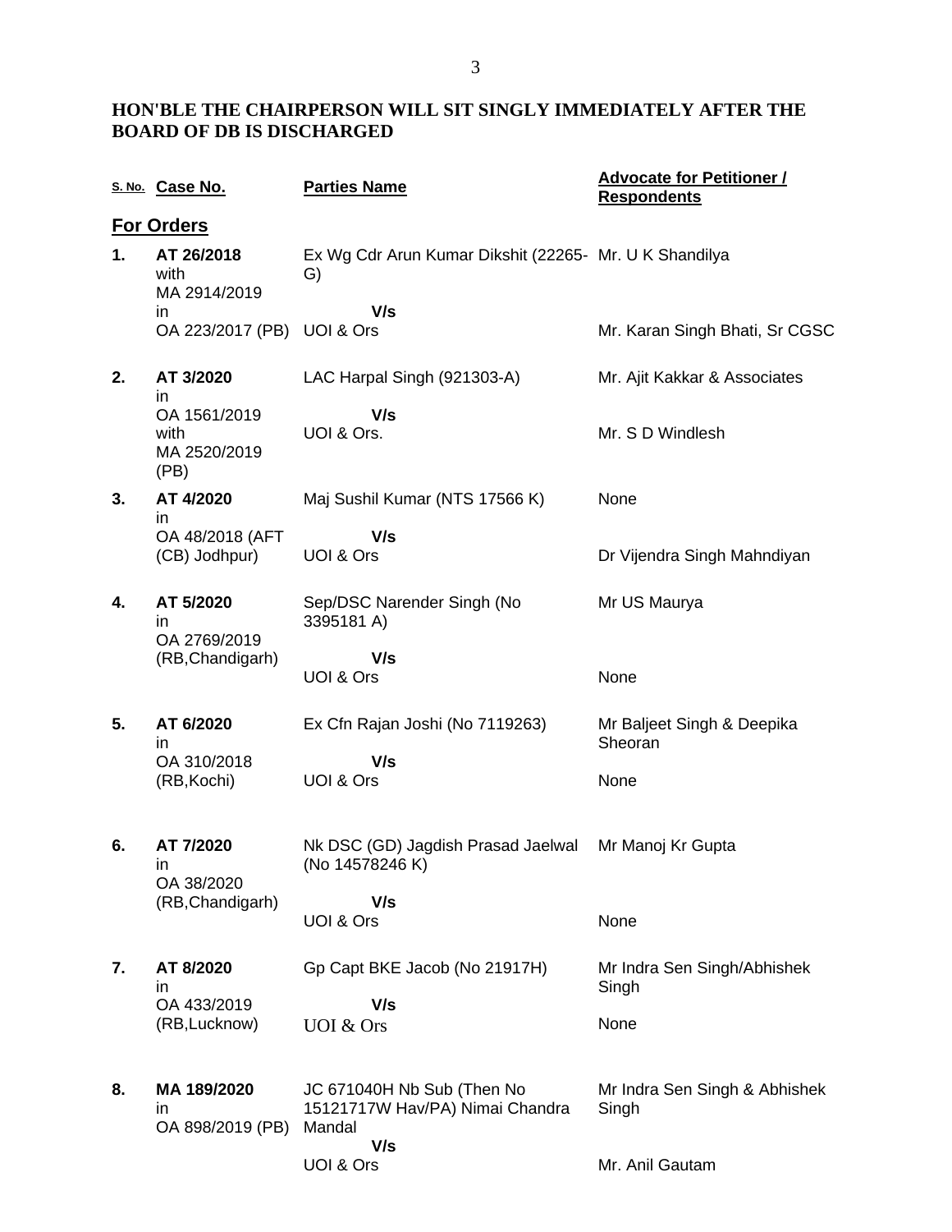**HON'BLE THE CHAIRPERSON WILL SIT SINGLY IMMEDIATELY AFTER THE BOARD OF DB IS DISCHARGED**

| S. No. | Case No. | Parties Name | Advocate for Petitioner / Respondents |
|---|---|---|---|
| | **For Orders** | | |
| 1. | **AT 26/2018** with MA 2914/2019 in OA 223/2017 (PB) | Ex Wg Cdr Arun Kumar Dikshit (22265-G) **V/s** UOI & Ors | Mr. U K Shandilya<br>Mr. Karan Singh Bhati, Sr CGSC |
| 2. | **AT 3/2020** in OA 1561/2019 with MA 2520/2019 (PB) | LAC Harpal Singh (921303-A) **V/s** UOI & Ors. | Mr. Ajit Kakkar & Associates<br>Mr. S D Windlesh |
| 3. | **AT 4/2020** in OA 48/2018 (AFT (CB) Jodhpur) | Maj Sushil Kumar (NTS 17566 K) **V/s** UOI & Ors | None<br>Dr Vijendra Singh Mahndiyan |
| 4. | **AT 5/2020** in OA 2769/2019 (RB,Chandigarh) | Sep/DSC Narender Singh (No 3395181 A) **V/s** UOI & Ors | Mr US Maurya<br>None |
| 5. | **AT 6/2020** in OA 310/2018 (RB,Kochi) | Ex Cfn Rajan Joshi (No 7119263) **V/s** UOI & Ors | Mr Baljeet Singh & Deepika Sheoran<br>None |
| 6. | **AT 7/2020** in OA 38/2020 (RB,Chandigarh) | Nk DSC (GD) Jagdish Prasad Jaelwal (No 14578246 K) **V/s** UOI & Ors | Mr Manoj Kr Gupta<br>None |
| 7. | **AT 8/2020** in OA 433/2019 (RB,Lucknow) | Gp Capt BKE Jacob (No 21917H) **V/s** UOI & Ors | Mr Indra Sen Singh/Abhishek Singh<br>None |
| 8. | **MA 189/2020** in OA 898/2019 (PB) | JC 671040H Nb Sub (Then No 15121717W Hav/PA) Nimai Chandra Mandal **V/s** UOI & Ors | Mr Indra Sen Singh & Abhishek Singh<br>Mr. Anil Gautam |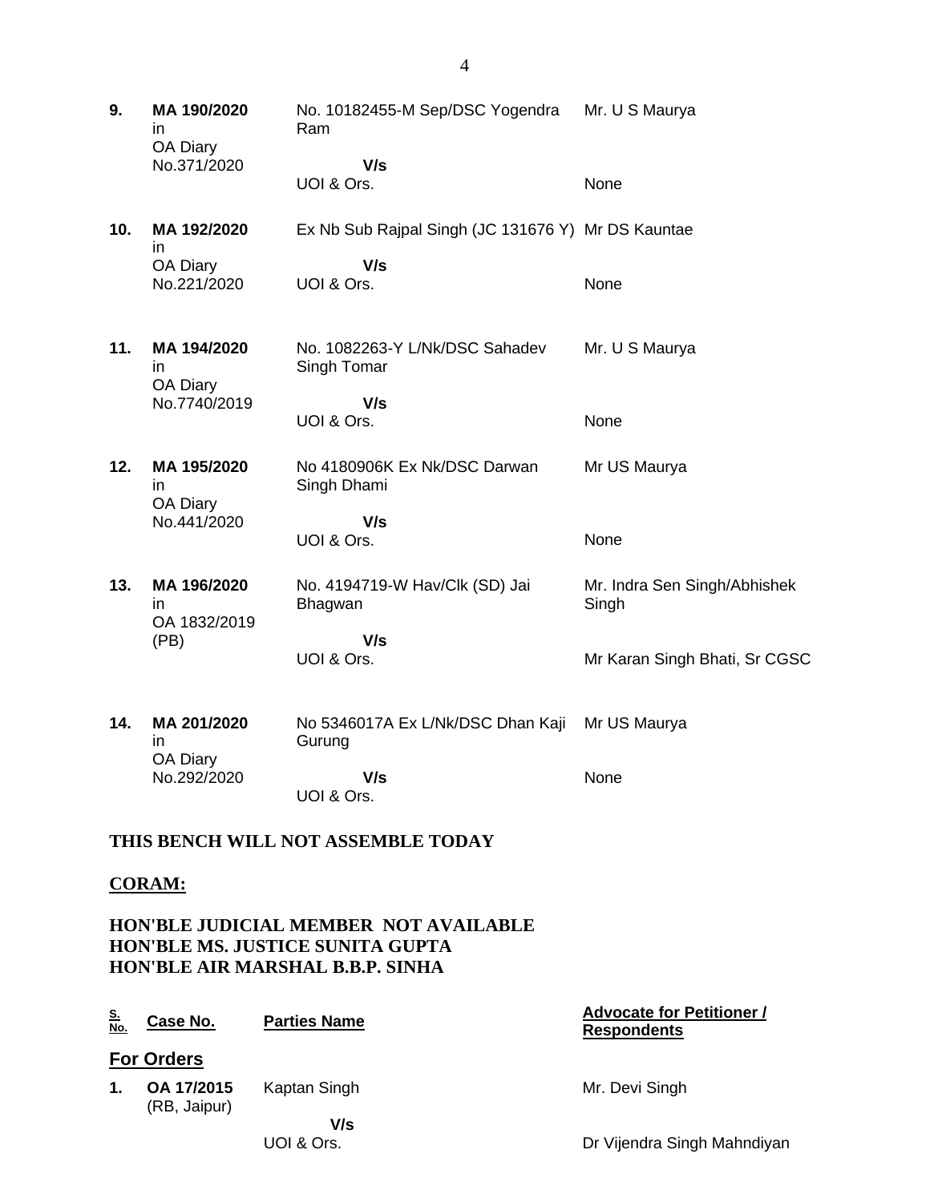| | | | |
|---|---|---|---|
| **9.** | **MA 190/2020** in OA Diary No.371/2020 | No. 10182455-M Sep/DSC Yogendra Ram **V/s** UOI & Ors. | Mr. U S Maurya<br><br>None |
| **10.** | **MA 192/2020** in OA Diary No.221/2020 | Ex Nb Sub Rajpal Singh (JC 131676 Y) **V/s** UOI & Ors. | Mr DS Kauntae<br><br>None |
| **11.** | **MA 194/2020** in OA Diary No.7740/2019 | No. 1082263-Y L/Nk/DSC Sahadev Singh Tomar **V/s** UOI & Ors. | Mr. U S Maurya<br><br>None |
| **12.** | **MA 195/2020** in OA Diary No.441/2020 | No 4180906K Ex Nk/DSC Darwan Singh Dhami **V/s** UOI & Ors. | Mr US Maurya<br><br>None |
| **13.** | **MA 196/2020** in OA 1832/2019 (PB) | No. 4194719-W Hav/Clk (SD) Jai Bhagwan **V/s** UOI & Ors. | Mr. Indra Sen Singh/Abhishek Singh<br><br>Mr Karan Singh Bhati, Sr CGSC |
| **14.** | **MA 201/2020** in OA Diary No.292/2020 | No 5346017A Ex L/Nk/DSC Dhan Kaji Gurung **V/s** UOI & Ors. | Mr US Maurya<br><br>None |

**THIS BENCH WILL NOT ASSEMBLE TODAY**

**CORAM:**

**HON'BLE JUDICIAL MEMBER NOT AVAILABLE**
**HON'BLE MS. JUSTICE SUNITA GUPTA**
**HON'BLE AIR MARSHAL B.B.P. SINHA**

| S. No. | Case No. | Parties Name | Advocate for Petitioner / Respondents |
|---|---|---|---|
| | **For Orders** | | |
| **1.** | **OA 17/2015** (RB, Jaipur) | Kaptan Singh **V/s** UOI & Ors. | Mr. Devi Singh<br><br>Dr Vijendra Singh Mahndiyan |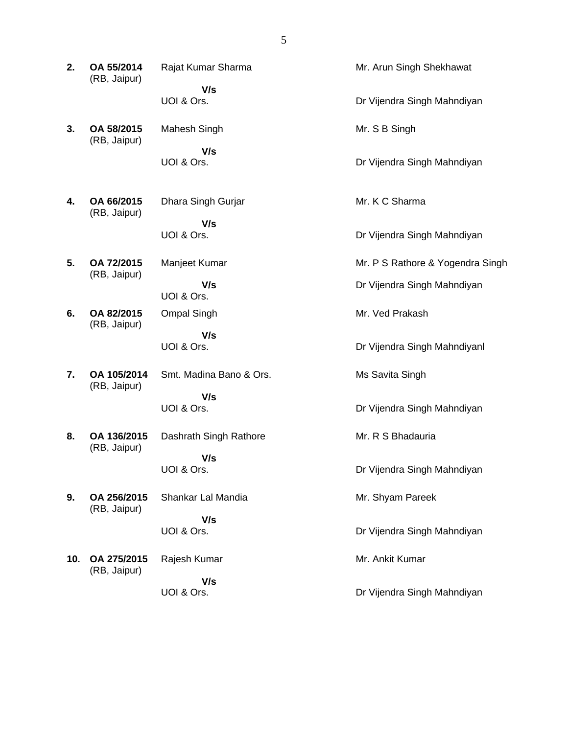| | | | |
|---|---|---|---|
| **2.** | **OA 55/2014** (RB, Jaipur) | Rajat Kumar Sharma **V/s** UOI & Ors. | Mr. Arun Singh Shekhawat<br>Dr Vijendra Singh Mahndiyan |
| **3.** | **OA 58/2015** (RB, Jaipur) | Mahesh Singh **V/s** UOI & Ors. | Mr. S B Singh<br>Dr Vijendra Singh Mahndiyan |
| **4.** | **OA 66/2015** (RB, Jaipur) | Dhara Singh Gurjar **V/s** UOI & Ors. | Mr. K C Sharma<br>Dr Vijendra Singh Mahndiyan |
| **5.** | **OA 72/2015** (RB, Jaipur) | Manjeet Kumar **V/s** UOI & Ors. | Mr. P S Rathore & Yogendra Singh<br>Dr Vijendra Singh Mahndiyan |
| **6.** | **OA 82/2015** (RB, Jaipur) | Ompal Singh **V/s** UOI & Ors. | Mr. Ved Prakash<br>Dr Vijendra Singh Mahndiyanl |
| **7.** | **OA 105/2014** (RB, Jaipur) | Smt. Madina Bano & Ors. **V/s** UOI & Ors. | Ms Savita Singh<br>Dr Vijendra Singh Mahndiyan |
| **8.** | **OA 136/2015** (RB, Jaipur) | Dashrath Singh Rathore **V/s** UOI & Ors. | Mr. R S Bhadauria<br>Dr Vijendra Singh Mahndiyan |
| **9.** | **OA 256/2015** (RB, Jaipur) | Shankar Lal Mandia **V/s** UOI & Ors. | Mr. Shyam Pareek<br>Dr Vijendra Singh Mahndiyan |
| **10.** | **OA 275/2015** (RB, Jaipur) | Rajesh Kumar **V/s** UOI & Ors. | Mr. Ankit Kumar<br>Dr Vijendra Singh Mahndiyan |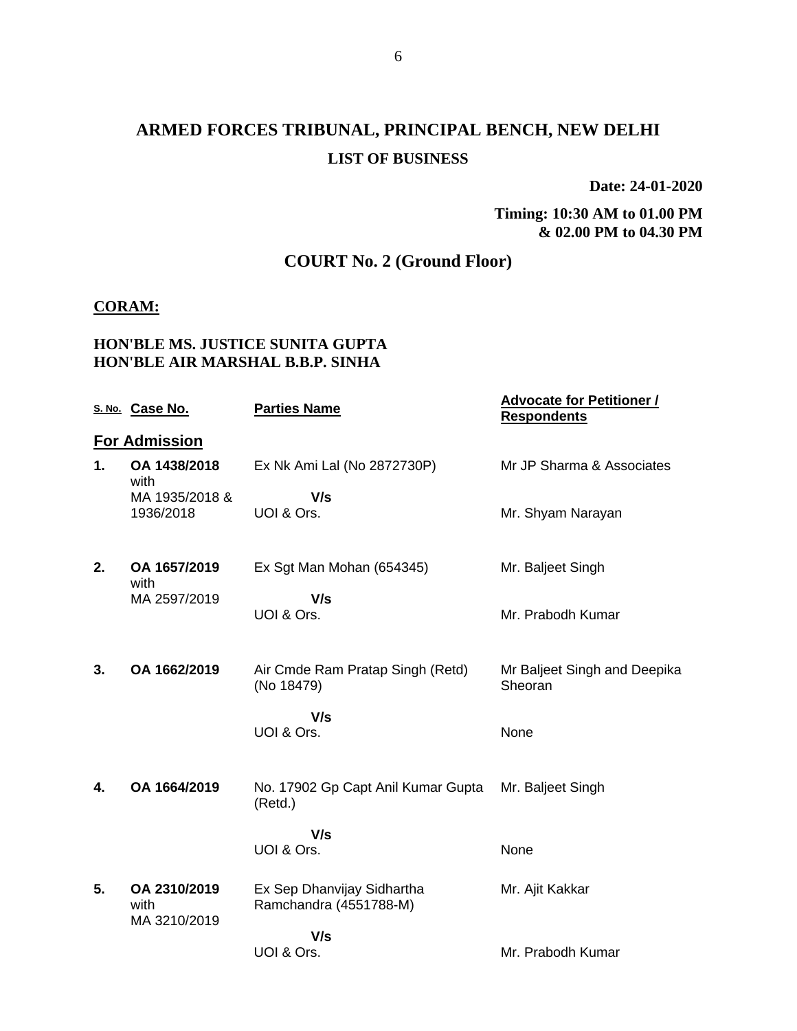# ARMED FORCES TRIBUNAL, PRINCIPAL BENCH, NEW DELHI

## LIST OF BUSINESS

**Date: 24-01-2020**

**Timing: 10:30 AM to 01.00 PM & 02.00 PM to 04.30 PM**

## COURT No. 2 (Ground Floor)

**CORAM:**

**HON'BLE MS. JUSTICE SUNITA GUPTA**
**HON'BLE AIR MARSHAL B.B.P. SINHA**

| S. No. | Case No. | Parties Name | Advocate for Petitioner / Respondents |
|---|---|---|---|
| | **For Admission** | | |
| 1. | **OA 1438/2018** with MA 1935/2018 & 1936/2018 | Ex Nk Ami Lal (No 2872730P) **V/s** UOI & Ors. | Mr JP Sharma & Associates<br>Mr. Shyam Narayan |
| 2. | **OA 1657/2019** with MA 2597/2019 | Ex Sgt Man Mohan (654345) **V/s** UOI & Ors. | Mr. Baljeet Singh<br>Mr. Prabodh Kumar |
| 3. | **OA 1662/2019** | Air Cmde Ram Pratap Singh (Retd) (No 18479) **V/s** UOI & Ors. | Mr Baljeet Singh and Deepika Sheoran<br>None |
| 4. | **OA 1664/2019** | No. 17902 Gp Capt Anil Kumar Gupta (Retd.) **V/s** UOI & Ors. | Mr. Baljeet Singh<br>None |
| 5. | **OA 2310/2019** with MA 3210/2019 | Ex Sep Dhanvijay Sidhartha Ramchandra (4551788-M) **V/s** UOI & Ors. | Mr. Ajit Kakkar<br>Mr. Prabodh Kumar |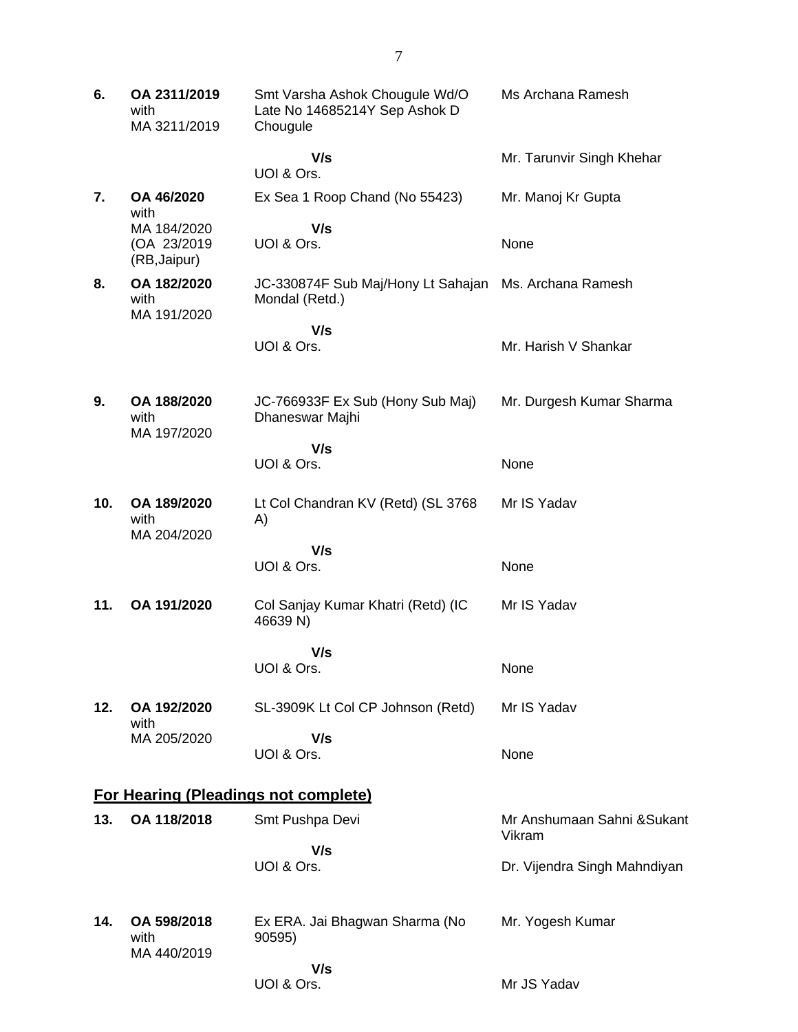| | | | |
|---|---|---|---|
| **6.** | **OA 2311/2019** with MA 3211/2019 | Smt Varsha Ashok Chougule Wd/O Late No 14685214Y Sep Ashok D Chougule | Ms Archana Ramesh |
| | | **V/s** UOI & Ors. | Mr. Tarunvir Singh Khehar |
| **7.** | **OA 46/2020** with MA 184/2020 (OA 23/2019 (RB,Jaipur) | Ex Sea 1 Roop Chand (No 55423) | Mr. Manoj Kr Gupta |
| | | **V/s** UOI & Ors. | None |
| **8.** | **OA 182/2020** with MA 191/2020 | JC-330874F Sub Maj/Hony Lt Sahajan Mondal (Retd.) | Ms. Archana Ramesh |
| | | **V/s** UOI & Ors. | Mr. Harish V Shankar |
| **9.** | **OA 188/2020** with MA 197/2020 | JC-766933F Ex Sub (Hony Sub Maj) Dhaneswar Majhi | Mr. Durgesh Kumar Sharma |
| | | **V/s** UOI & Ors. | None |
| **10.** | **OA 189/2020** with MA 204/2020 | Lt Col Chandran KV (Retd) (SL 3768 A) | Mr IS Yadav |
| | | **V/s** UOI & Ors. | None |
| **11.** | **OA 191/2020** | Col Sanjay Kumar Khatri (Retd) (IC 46639 N) | Mr IS Yadav |
| | | **V/s** UOI & Ors. | None |
| **12.** | **OA 192/2020** with MA 205/2020 | SL-3909K Lt Col CP Johnson (Retd) | Mr IS Yadav |
| | | **V/s** UOI & Ors. | None |

## For Hearing (Pleadings not complete)

| | | | |
|---|---|---|---|
| **13.** | **OA 118/2018** | Smt Pushpa Devi | Mr Anshumaan Sahni &Sukant Vikram |
| | | **V/s** UOI & Ors. | Dr. Vijendra Singh Mahndiyan |
| **14.** | **OA 598/2018** with MA 440/2019 | Ex ERA. Jai Bhagwan Sharma (No 90595) | Mr. Yogesh Kumar |
| | | **V/s** UOI & Ors. | Mr JS Yadav |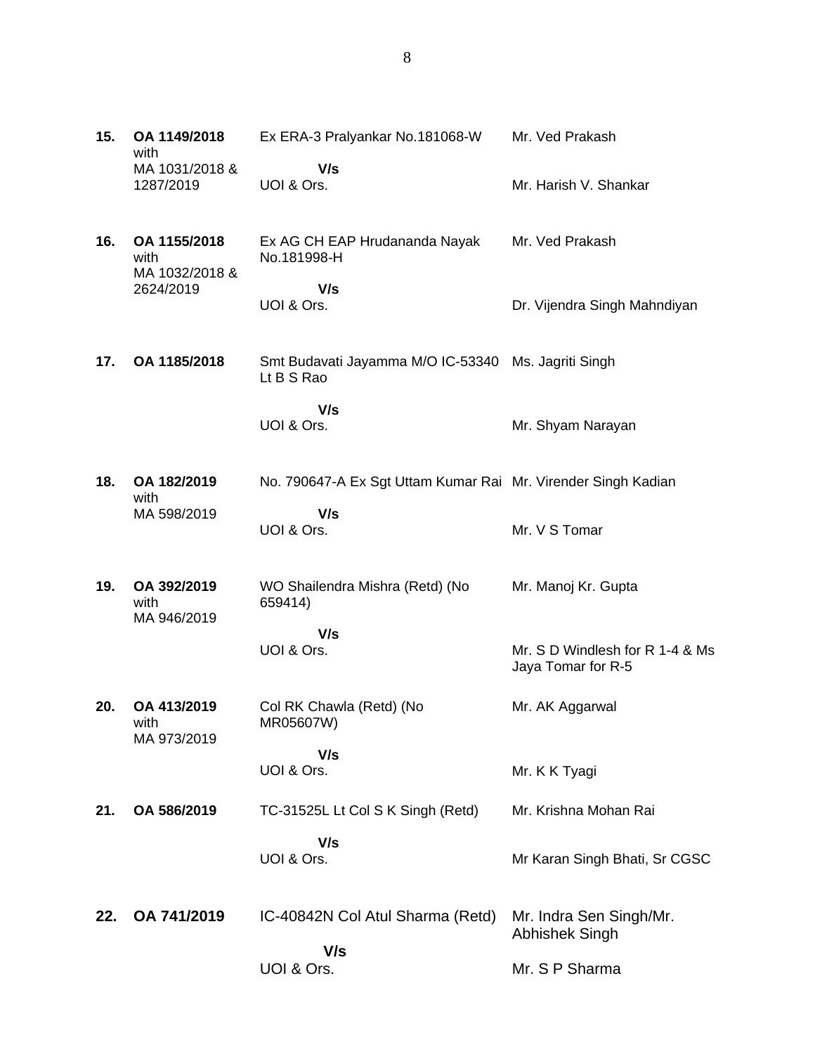| | | | |
|---|---|---|---|
| **15.** | **OA 1149/2018** with MA 1031/2018 & 1287/2019 | Ex ERA-3 Pralyankar No.181068-W **V/s** UOI & Ors. | Mr. Ved Prakash<br><br>Mr. Harish V. Shankar |
| **16.** | **OA 1155/2018** with MA 1032/2018 & 2624/2019 | Ex AG CH EAP Hrudananda Nayak No.181998-H **V/s** UOI & Ors. | Mr. Ved Prakash<br><br>Dr. Vijendra Singh Mahndiyan |
| **17.** | **OA 1185/2018** | Smt Budavati Jayamma M/O IC-53340 Lt B S Rao **V/s** UOI & Ors. | Ms. Jagriti Singh<br><br>Mr. Shyam Narayan |
| **18.** | **OA 182/2019** with MA 598/2019 | No. 790647-A Ex Sgt Uttam Kumar Rai **V/s** UOI & Ors. | Mr. Virender Singh Kadian<br><br>Mr. V S Tomar |
| **19.** | **OA 392/2019** with MA 946/2019 | WO Shailendra Mishra (Retd) (No 659414) **V/s** UOI & Ors. | Mr. Manoj Kr. Gupta<br><br>Mr. S D Windlesh for R 1-4 & Ms Jaya Tomar for R-5 |
| **20.** | **OA 413/2019** with MA 973/2019 | Col RK Chawla (Retd) (No MR05607W) **V/s** UOI & Ors. | Mr. AK Aggarwal<br><br>Mr. K K Tyagi |
| **21.** | **OA 586/2019** | TC-31525L Lt Col S K Singh (Retd) **V/s** UOI & Ors. | Mr. Krishna Mohan Rai<br><br>Mr Karan Singh Bhati, Sr CGSC |
| **22.** | **OA 741/2019** | IC-40842N Col Atul Sharma (Retd) **V/s** UOI & Ors. | Mr. Indra Sen Singh/Mr. Abhishek Singh<br><br>Mr. S P Sharma |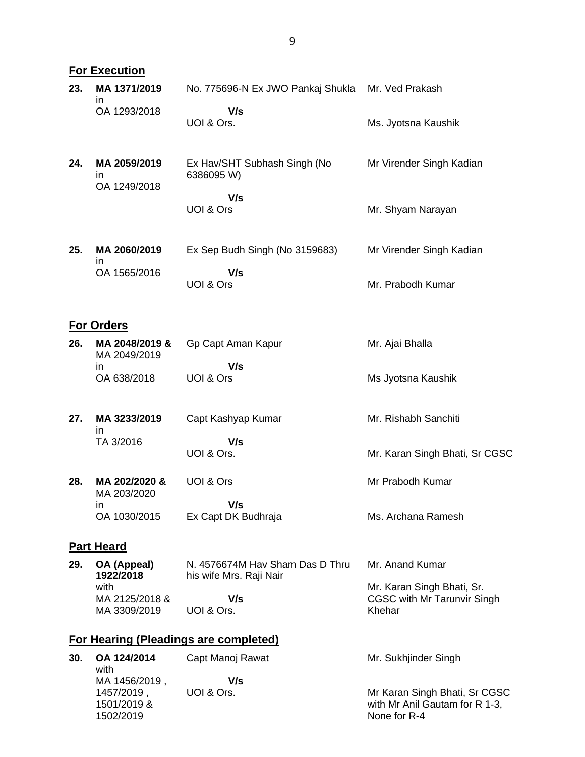## For Execution

| | | | |
|---|---|---|---|
| **23.** | **MA 1371/2019** in OA 1293/2018 | No. 775696-N Ex JWO Pankaj Shukla **V/s** UOI & Ors. | Mr. Ved Prakash<br><br>Ms. Jyotsna Kaushik |
| **24.** | **MA 2059/2019** in OA 1249/2018 | Ex Hav/SHT Subhash Singh (No 6386095 W) **V/s** UOI & Ors | Mr Virender Singh Kadian<br><br>Mr. Shyam Narayan |
| **25.** | **MA 2060/2019** in OA 1565/2016 | Ex Sep Budh Singh (No 3159683) **V/s** UOI & Ors | Mr Virender Singh Kadian<br><br>Mr. Prabodh Kumar |

## For Orders

| | | | |
|---|---|---|---|
| **26.** | **MA 2048/2019 &** MA 2049/2019 in OA 638/2018 | Gp Capt Aman Kapur **V/s** UOI & Ors | Mr. Ajai Bhalla<br><br>Ms Jyotsna Kaushik |
| **27.** | **MA 3233/2019** in TA 3/2016 | Capt Kashyap Kumar **V/s** UOI & Ors. | Mr. Rishabh Sanchiti<br><br>Mr. Karan Singh Bhati, Sr CGSC |
| **28.** | **MA 202/2020 &** MA 203/2020 in OA 1030/2015 | UOI & Ors **V/s** Ex Capt DK Budhraja | Mr Prabodh Kumar<br><br>Ms. Archana Ramesh |

## Part Heard

| | | | |
|---|---|---|---|
| **29.** | **OA (Appeal) 1922/2018** with MA 2125/2018 & MA 3309/2019 | N. 4576674M Hav Sham Das D Thru his wife Mrs. Raji Nair **V/s** UOI & Ors. | Mr. Anand Kumar<br><br>Mr. Karan Singh Bhati, Sr. CGSC with Mr Tarunvir Singh Khehar |

## For Hearing (Pleadings are completed)

| | | | |
|---|---|---|---|
| **30.** | **OA 124/2014** with MA 1456/2019 , 1457/2019 , 1501/2019 & 1502/2019 | Capt Manoj Rawat **V/s** UOI & Ors. | Mr. Sukhjinder Singh<br><br>Mr Karan Singh Bhati, Sr CGSC with Mr Anil Gautam for R 1-3, None for R-4 |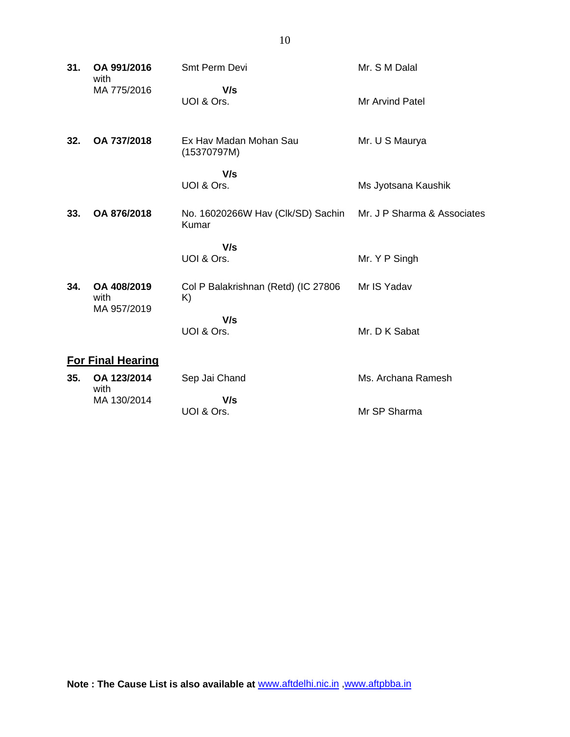| | | | |
|---|---|---|---|
| **31.** | **OA 991/2016** with MA 775/2016 | Smt Perm Devi **V/s** UOI & Ors. | Mr. S M Dalal<br><br>Mr Arvind Patel |
| **32.** | **OA 737/2018** | Ex Hav Madan Mohan Sau (15370797M) **V/s** UOI & Ors. | Mr. U S Maurya<br><br>Ms Jyotsana Kaushik |
| **33.** | **OA 876/2018** | No. 16020266W Hav (Clk/SD) Sachin Kumar **V/s** UOI & Ors. | Mr. J P Sharma & Associates<br><br>Mr. Y P Singh |
| **34.** | **OA 408/2019** with MA 957/2019 | Col P Balakrishnan (Retd) (IC 27806 K) **V/s** UOI & Ors. | Mr IS Yadav<br><br>Mr. D K Sabat |

**<u>For Final Hearing</u>**

| | | | |
|---|---|---|---|
| **35.** | **OA 123/2014** with MA 130/2014 | Sep Jai Chand **V/s** UOI & Ors. | Ms. Archana Ramesh<br><br>Mr SP Sharma |

**Note : The Cause List is also available at** www.aftdelhi.nic.in ,www.aftpbba.in